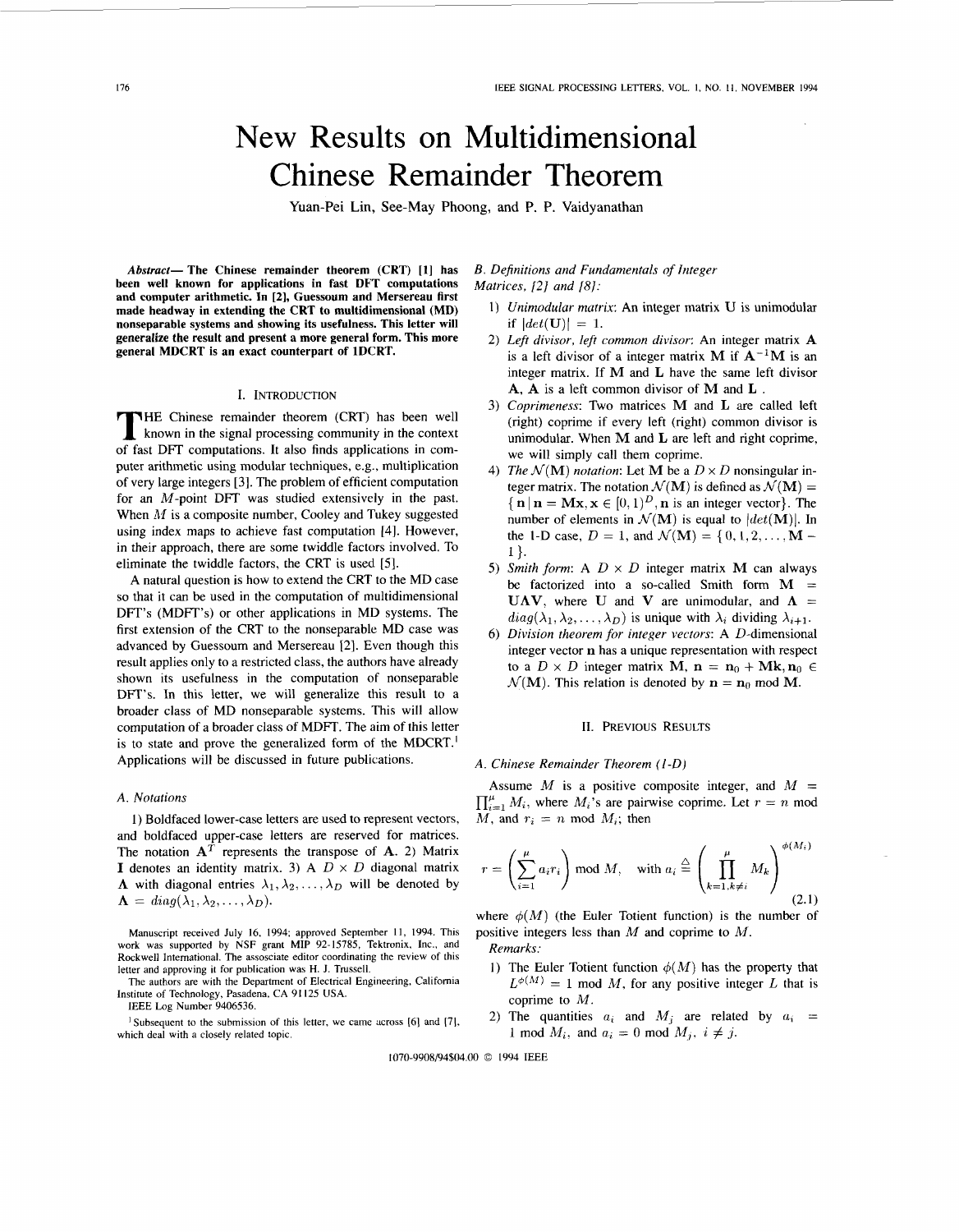# New Results on Multidimensional Chinese Remainder Theorem

Yuan-Pei Lin, See-May Phoong, and P. P. Vaidyanathan

***Abstract*— The Chinese remainder theorem (CRT) [1] has been well known for applications in fast DFT computations and computer arithmetic. In [2], Guessoum and Mersereau first made headway in extending the CRT to multidimensional (MD) nonseparable systems and showing its usefulness. This letter will generalize the result and present a more general form. This more general MDCRT is an exact counterpart of 1DCRT.**

## I. Introduction

The Chinese remainder theorem (CRT) has been well known in the signal processing community in the context of fast DFT computations. It also finds applications in computer arithmetic using modular techniques, e.g., multiplication of very large integers [3]. The problem of efficient computation for an $M$-point DFT was studied extensively in the past. When $M$ is a composite number, Cooley and Tukey suggested using index maps to achieve fast computation [4]. However, in their approach, there are some twiddle factors involved. To eliminate the twiddle factors, the CRT is used [5].

A natural question is how to extend the CRT to the MD case so that it can be used in the computation of multidimensional DFT's (MDFT's) or other applications in MD systems. The first extension of the CRT to the nonseparable MD case was advanced by Guessoum and Mersereau [2]. Even though this result applies only to a restricted class, the authors have already shown its usefulness in the computation of nonseparable DFT's. In this letter, we will generalize this result to a broader class of MD nonseparable systems. This will allow computation of a broader class of MDFT. The aim of this letter is to state and prove the generalized form of the MDCRT.[1] Applications will be discussed in future publications.

### A. Notations

1) Boldfaced lower-case letters are used to represent vectors, and boldfaced upper-case letters are reserved for matrices. The notation $\mathbf{A}^T$ represents the transpose of $\mathbf{A}$. 2) Matrix $\mathbf{I}$ denotes an identity matrix. 3) A $D \times D$ diagonal matrix $\mathbf{\Lambda}$ with diagonal entries $\lambda_1, \lambda_2, \ldots, \lambda_D$ will be denoted by $\mathbf{\Lambda} = diag(\lambda_1, \lambda_2, \ldots, \lambda_D)$.

Manuscript received July 16, 1994; approved September 11, 1994. This work was supported by NSF grant MIP 92-15785, Tektronix, Inc., and Rockwell International. The assosciate editor coordinating the review of this letter and approving it for publication was H. J. Trussell.

The authors are with the Department of Electrical Engineering, California Institute of Technology, Pasadena, CA 91125 USA.

IEEE Log Number 9406536.

[1] Subsequent to the submission of this letter, we came across [6] and [7], which deal with a closely related topic.

### B. Definitions and Fundamentals of Integer Matrices, [2] and [8]:

1) *Unimodular matrix*: An integer matrix $\mathbf{U}$ is unimodular if $|det(\mathbf{U})| = 1$.
2) *Left divisor, left common divisor*: An integer matrix $\mathbf{A}$ is a left divisor of a integer matrix $\mathbf{M}$ if $\mathbf{A}^{-1}\mathbf{M}$ is an integer matrix. If $\mathbf{M}$ and $\mathbf{L}$ have the same left divisor $\mathbf{A}$, $\mathbf{A}$ is a left common divisor of $\mathbf{M}$ and $\mathbf{L}$.
3) *Coprimeness*: Two matrices $\mathbf{M}$ and $\mathbf{L}$ are called left (right) coprime if every left (right) common divisor is unimodular. When $\mathbf{M}$ and $\mathbf{L}$ are left and right coprime, we will simply call them coprime.
4) *The $\mathcal{N}(\mathbf{M})$ notation*: Let $\mathbf{M}$ be a $D \times D$ nonsingular integer matrix. The notation $\mathcal{N}(\mathbf{M})$ is defined as $\mathcal{N}(\mathbf{M}) = \{\mathbf{n} \,|\, \mathbf{n} = \mathbf{M}\mathbf{x}, \mathbf{x} \in [0,1)^D, \mathbf{n} \text{ is an integer vector}\}$. The number of elements in $\mathcal{N}(\mathbf{M})$ is equal to $|det(\mathbf{M})|$. In the 1-D case, $D = 1$, and $\mathcal{N}(\mathbf{M}) = \{0, 1, 2, \ldots, \mathbf{M} - 1\}$.
5) *Smith form*: A $D \times D$ integer matrix $\mathbf{M}$ can always be factorized into a so-called Smith form $\mathbf{M} = \mathbf{U}\mathbf{\Lambda}\mathbf{V}$, where $\mathbf{U}$ and $\mathbf{V}$ are unimodular, and $\mathbf{\Lambda} = diag(\lambda_1, \lambda_2, \ldots, \lambda_D)$ is unique with $\lambda_i$ dividing $\lambda_{i+1}$.
6) *Division theorem for integer vectors*: A $D$-dimensional integer vector $\mathbf{n}$ has a unique representation with respect to a $D \times D$ integer matrix $\mathbf{M}$, $\mathbf{n} = \mathbf{n}_0 + \mathbf{M}\mathbf{k}, \mathbf{n}_0 \in \mathcal{N}(\mathbf{M})$. This relation is denoted by $\mathbf{n} = \mathbf{n}_0 \bmod \mathbf{M}$.

## II. Previous Results

### A. Chinese Remainder Theorem (1-D)

Assume $M$ is a positive composite integer, and $M = \prod_{i=1}^{\mu} M_i$, where $M_i$'s are pairwise coprime. Let $r = n \bmod M$, and $r_i = n \bmod M_i$; then

$$r = \left(\sum_{i=1}^{\mu} a_i r_i\right) \bmod M, \quad \text{with } a_i \triangleq \left(\prod_{k=1, k\neq i}^{\mu} M_k\right)^{\phi(M_i)} \tag{2.1}$$

where $\phi(M)$ (the Euler Totient function) is the number of positive integers less than $M$ and coprime to $M$.

*Remarks:*

1) The Euler Totient function $\phi(M)$ has the property that $L^{\phi(M)} = 1 \bmod M$, for any positive integer $L$ that is coprime to $M$.
2) The quantities $a_i$ and $M_j$ are related by $a_i = 1 \bmod M_i$, and $a_i = 0 \bmod M_j$, $i \neq j$.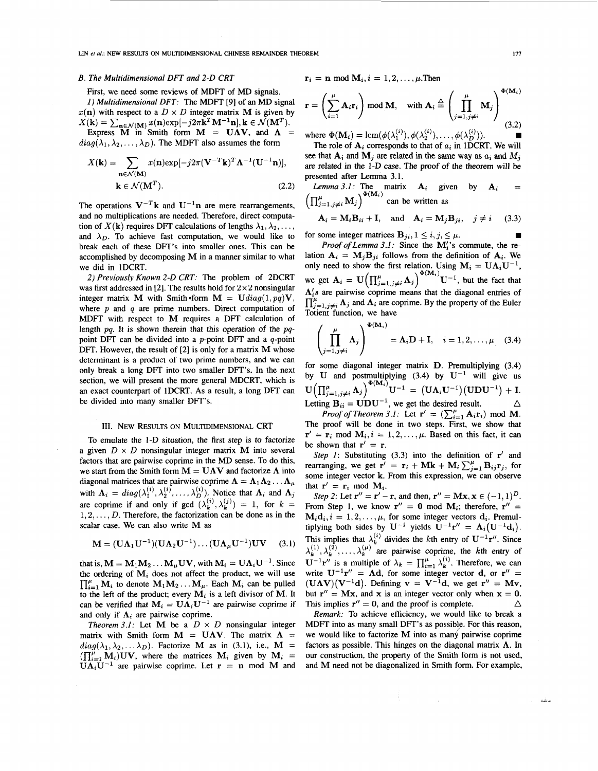### B. The Multidimensional DFT and 2-D CRT

First, we need some reviews of MDFT of MD signals.

*1) Multidimensional DFT:* The MDFT [9] of an MD signal $x(\mathbf{n})$ with respect to a $D \times D$ integer matrix $\mathbf{M}$ is given by $X(\mathbf{k}) = \sum_{\mathbf{n} \in \mathcal{N}(\mathbf{M})} x(\mathbf{n}) \exp[-j2\pi \mathbf{k}^T \mathbf{M}^{-1} \mathbf{n}], \mathbf{k} \in \mathcal{N}(\mathbf{M}^T)$.

Express $\mathbf{M}$ in Smith form $\mathbf{M} = \mathbf{U}\boldsymbol{\Lambda}\mathbf{V}$, and $\boldsymbol{\Lambda} = diag(\lambda_1, \lambda_2, \ldots, \lambda_D)$. The MDFT also assumes the form

$$X(\mathbf{k}) = \sum_{\mathbf{n} \in \mathcal{N}(\mathbf{M})} x(\mathbf{n}) \exp[-j2\pi (\mathbf{V}^{-T}\mathbf{k})^T \boldsymbol{\Lambda}^{-1} (\mathbf{U}^{-1}\mathbf{n})], \quad \mathbf{k} \in \mathcal{N}(\mathbf{M}^T). \tag{2.2}$$

The operations $\mathbf{V}^{-T}\mathbf{k}$ and $\mathbf{U}^{-1}\mathbf{n}$ are mere rearrangements, and no multiplications are needed. Therefore, direct computation of $X(\mathbf{k})$ requires DFT calculations of lengths $\lambda_1, \lambda_2, \ldots,$ and $\lambda_D$. To achieve fast computation, we would like to break each of these DFT's into smaller ones. This can be accomplished by decomposing $\mathbf{M}$ in a manner similar to what we did in 1DCRT.

*2) Previously Known 2-D CRT:* The problem of 2DCRT was first addressed in [2]. The results hold for $2 \times 2$ nonsingular integer matrix $\mathbf{M}$ with Smith form $\mathbf{M} = \mathbf{U} diag(1, pq)\mathbf{V}$, where $p$ and $q$ are prime numbers. Direct computation of MDFT with respect to $\mathbf{M}$ requires a DFT calculation of length $pq$. It is shown therein that this operation of the $pq$-point DFT can be divided into a $p$-point DFT and a $q$-point DFT. However, the result of [2] is only for a matrix $\mathbf{M}$ whose determinant is a product of two prime numbers, and we can only break a long DFT into two smaller DFT's. In the next section, we will present the more general MDCRT, which is an exact counterpart of 1DCRT. As a result, a long DFT can be divided into many smaller DFT's.

## III. New Results on Multidimensional CRT

To emulate the 1-D situation, the first step is to factorize a given $D \times D$ nonsingular integer matrix $\mathbf{M}$ into several factors that are pairwise coprime in the MD sense. To do this, we start from the Smith form $\mathbf{M} = \mathbf{U}\boldsymbol{\Lambda}\mathbf{V}$ and factorize $\boldsymbol{\Lambda}$ into diagonal matrices that are pairwise coprime $\boldsymbol{\Lambda} = \boldsymbol{\Lambda}_1 \boldsymbol{\Lambda}_2 \ldots \boldsymbol{\Lambda}_\mu$ with $\boldsymbol{\Lambda}_i = diag(\lambda_1^{(i)}, \lambda_2^{(i)}, \ldots, \lambda_D^{(i)})$. Notice that $\boldsymbol{\Lambda}_i$ and $\boldsymbol{\Lambda}_j$ are coprime if and only if $\gcd(\lambda_k^{(i)}, \lambda_k^{(j)}) = 1$, for $k = 1, 2, \ldots, D$. Therefore, the factorization can be done as in the scalar case. We can also write $\mathbf{M}$ as

$$\mathbf{M} = (\mathbf{U}\boldsymbol{\Lambda}_1\mathbf{U}^{-1})(\mathbf{U}\boldsymbol{\Lambda}_2\mathbf{U}^{-1}) \ldots (\mathbf{U}\boldsymbol{\Lambda}_\mu\mathbf{U}^{-1})\mathbf{U}\mathbf{V} \tag{3.1}$$

that is, $\mathbf{M} = \mathbf{M}_1\mathbf{M}_2 \ldots \mathbf{M}_\mu \mathbf{U}\mathbf{V}$, with $\mathbf{M}_i = \mathbf{U}\boldsymbol{\Lambda}_i\mathbf{U}^{-1}$. Since the ordering of $\mathbf{M}_i$ does not affect the product, we will use $\prod_{i=1}^{\mu} \mathbf{M}_i$ to denote $\mathbf{M}_1\mathbf{M}_2 \ldots \mathbf{M}_\mu$. Each $\mathbf{M}_i$ can be pulled to the left of the product; every $\mathbf{M}_i$ is a left divisor of $\mathbf{M}$. It can be verified that $\mathbf{M}_i = \mathbf{U}\boldsymbol{\Lambda}_i\mathbf{U}^{-1}$ are pairwise coprime if and only if $\boldsymbol{\Lambda}_i$ are pairwise coprime.

*Theorem 3.1:* Let $\mathbf{M}$ be a $D \times D$ nonsingular integer matrix with Smith form $\mathbf{M} = \mathbf{U}\boldsymbol{\Lambda}\mathbf{V}$. The matrix $\boldsymbol{\Lambda} = diag(\lambda_1, \lambda_2, \ldots \lambda_D)$. Factorize $\mathbf{M}$ as in (3.1), i.e., $\mathbf{M} = (\prod_{i=1}^{\mu} \mathbf{M}_i)\mathbf{U}\mathbf{V}$, where the matrices $\mathbf{M}_i$ given by $\mathbf{M}_i = \mathbf{U}\boldsymbol{\Lambda}_i\mathbf{U}^{-1}$ are pairwise coprime. Let $\mathbf{r} = \mathbf{n} \bmod \mathbf{M}$ and $\mathbf{r}_i = \mathbf{n} \bmod \mathbf{M}_i, i = 1, 2, \ldots, \mu$. Then

$$\mathbf{r} = \left(\sum_{i=1}^{\mu} \mathbf{A}_i \mathbf{r}_i\right) \bmod \mathbf{M}, \quad \text{with } \mathbf{A}_i \triangleq \left(\prod_{j=1, j\neq i}^{\mu} \mathbf{M}_j\right)^{\Phi(\mathbf{M}_i)} \tag{3.2}$$

where $\Phi(\mathbf{M}_i) = \text{lcm}(\phi(\lambda_1^{(i)}), \phi(\lambda_2^{(i)}), \ldots, \phi(\lambda_D^{(i)}))$. ∎

The role of $\mathbf{A}_i$ corresponds to that of $a_i$ in 1DCRT. We will see that $\mathbf{A}_i$ and $\mathbf{M}_j$ are related in the same way as $a_i$ and $M_j$ are related in the 1-D case. The proof of the theorem will be presented after Lemma 3.1.

*Lemma 3.1:* The matrix $\mathbf{A}_i$ given by $\mathbf{A}_i = \left(\prod_{j=1, j\neq i}^{\mu} \mathbf{M}_j\right)^{\Phi(\mathbf{M}_i)}$ can be written as

$$\mathbf{A}_i = \mathbf{M}_i \mathbf{B}_{ii} + \mathbf{I}, \quad \text{and} \quad \mathbf{A}_i = \mathbf{M}_j \mathbf{B}_{ji}, \quad j \neq i \tag{3.3}$$

for some integer matrices $\mathbf{B}_{ji}, 1 \leq i, j, \leq \mu$. ∎

*Proof of Lemma 3.1:* Since the $\mathbf{M}_i'$s commute, the relation $\mathbf{A}_i = \mathbf{M}_j\mathbf{B}_{ji}$ follows from the definition of $\mathbf{A}_i$. We only need to show the first relation. Using $\mathbf{M}_i = \mathbf{U}\boldsymbol{\Lambda}_i\mathbf{U}^{-1}$, we get $\mathbf{A}_i = \mathbf{U}\left(\prod_{j=1, j\neq i}^{\mu} \boldsymbol{\Lambda}_j\right)^{\Phi(\mathbf{M}_i)} \mathbf{U}^{-1}$, but the fact that $\boldsymbol{\Lambda}_i's$ are pairwise coprime means that the diagonal entries of $\prod_{j=1, j\neq i}^{\mu} \boldsymbol{\Lambda}_j$ and $\boldsymbol{\Lambda}_i$ are coprime. By the property of the Euler Totient function, we have

$$\left(\prod_{j=1, j\neq i}^{\mu} \boldsymbol{\Lambda}_j\right)^{\Phi(\mathbf{M}_i)} = \boldsymbol{\Lambda}_i \mathbf{D} + \mathbf{I}, \quad i = 1, 2, \ldots, \mu \tag{3.4}$$

for some diagonal integer matrix $\mathbf{D}$. Premultiplying (3.4) by $\mathbf{U}$ and postmultiplying (3.4) by $\mathbf{U}^{-1}$ will give us $\mathbf{U}\left(\prod_{j=1, j\neq i}^{\mu} \boldsymbol{\Lambda}_j\right)^{\Phi(\mathbf{M}_i)} \mathbf{U}^{-1} = (\mathbf{U}\boldsymbol{\Lambda}_i\mathbf{U}^{-1})(\mathbf{U}\mathbf{D}\mathbf{U}^{-1}) + \mathbf{I}$. Letting $\mathbf{B}_{ii} = \mathbf{U}\mathbf{D}\mathbf{U}^{-1}$, we get the desired result. △

*Proof of Theorem 3.1:* Let $\mathbf{r}' = (\sum_{i=1}^{\mu} \mathbf{A}_i \mathbf{r}_i) \bmod \mathbf{M}$. The proof will be done in two steps. First, we show that $\mathbf{r}' = \mathbf{r}_i \bmod \mathbf{M}_i, i = 1, 2, \ldots, \mu$. Based on this fact, it can be shown that $\mathbf{r}' = \mathbf{r}$.

*Step 1:* Substituting (3.3) into the definition of $\mathbf{r}'$ and rearranging, we get $\mathbf{r}' = \mathbf{r}_i + \mathbf{M}\mathbf{k} + \mathbf{M}_i \sum_{j=1}^{\mu} \mathbf{B}_{ij}\mathbf{r}_j$, for some integer vector $\mathbf{k}$. From this expression, we can observe that $\mathbf{r}' = \mathbf{r}_i \bmod \mathbf{M}_i$.

*Step 2:* Let $\mathbf{r}'' = \mathbf{r}' - \mathbf{r}$, and then, $\mathbf{r}'' = \mathbf{M}\mathbf{x}, \mathbf{x} \in (-1, 1)^D$. From Step 1, we know $\mathbf{r}'' = \mathbf{0} \bmod \mathbf{M}_i$; therefore, $\mathbf{r}'' = \mathbf{M}_i\mathbf{d}_i, i = 1, 2, \ldots, \mu$, for some integer vectors $\mathbf{d}_i$. Premultiplying both sides by $\mathbf{U}^{-1}$ yields $\mathbf{U}^{-1}\mathbf{r}'' = \boldsymbol{\Lambda}_i(\mathbf{U}^{-1}\mathbf{d}_i)$. This implies that $\lambda_k^{(i)}$ divides the $k$th entry of $\mathbf{U}^{-1}\mathbf{r}''$. Since $\lambda_k^{(1)}, \lambda_k^{(2)}, \ldots, \lambda_k^{(\mu)}$ are pairwise coprime, the $k$th entry of $\mathbf{U}^{-1}\mathbf{r}''$ is a multiple of $\lambda_k = \prod_{i=1}^{\mu} \lambda_k^{(i)}$. Therefore, we can write $\mathbf{U}^{-1}\mathbf{r}'' = \boldsymbol{\Lambda}\mathbf{d}$, for some integer vector $\mathbf{d}$, or $\mathbf{r}'' = (\mathbf{U}\boldsymbol{\Lambda}\mathbf{V})(\mathbf{V}^{-1}\mathbf{d})$. Defining $\mathbf{v} = \mathbf{V}^{-1}\mathbf{d}$, we get $\mathbf{r}'' = \mathbf{M}\mathbf{v}$, but $\mathbf{r}'' = \mathbf{M}\mathbf{x}$, and $\mathbf{x}$ is an integer vector only when $\mathbf{x} = \mathbf{0}$. This implies $\mathbf{r}'' = \mathbf{0}$, and the proof is complete. △

*Remark:* To achieve efficiency, we would like to break a MDFT into as many small DFT's as possible. For this reason, we would like to factorize $\mathbf{M}$ into as many pairwise coprime factors as possible. This hinges on the diagonal matrix $\boldsymbol{\Lambda}$. In our construction, the property of the Smith form is not used, and $\mathbf{M}$ need not be diagonalized in Smith form. For example,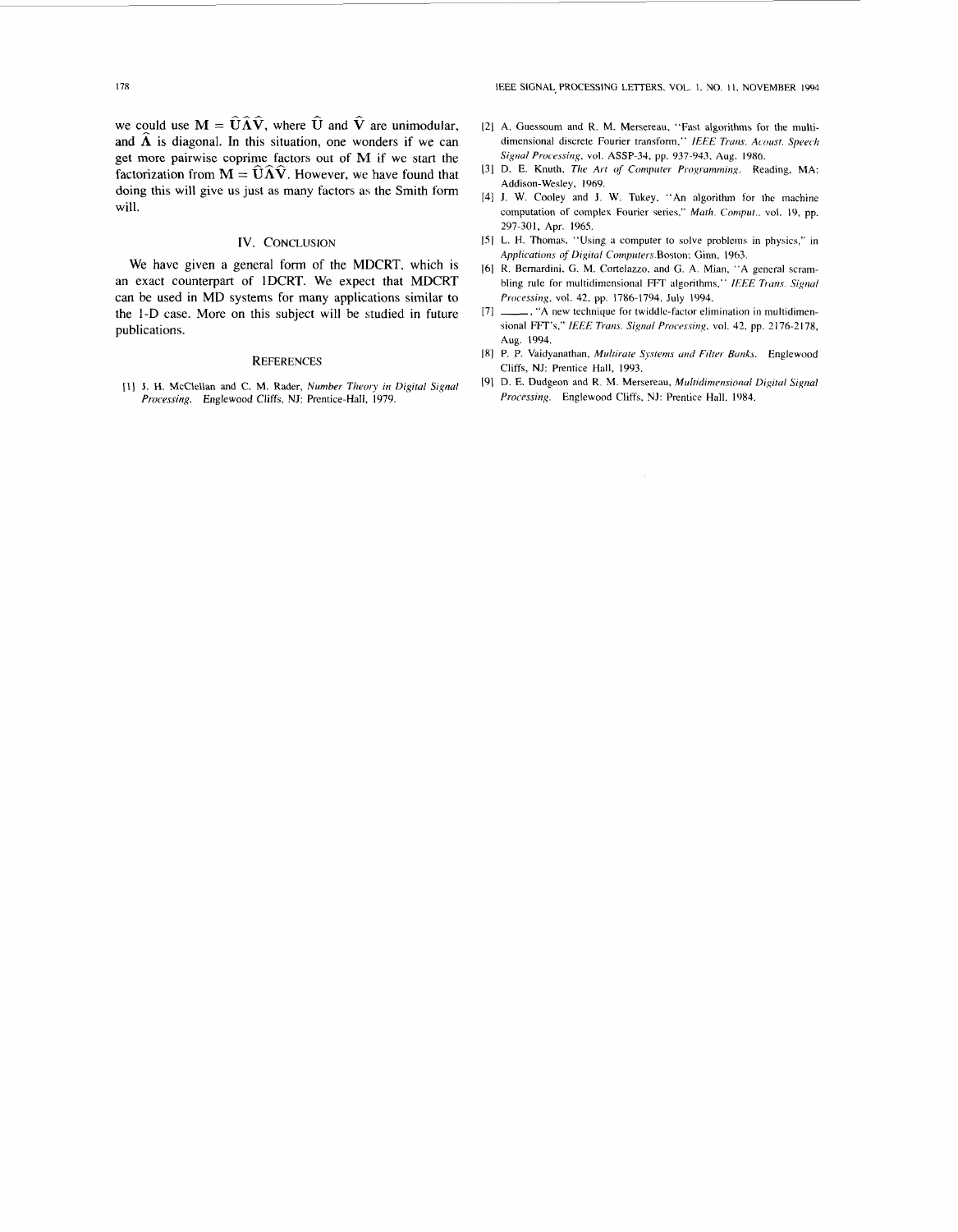we could use $\mathbf{M} = \widehat{\mathbf{U}}\widehat{\mathbf{\Lambda}}\widehat{\mathbf{V}}$, where $\widehat{\mathbf{U}}$ and $\widehat{\mathbf{V}}$ are unimodular, and $\widehat{\mathbf{\Lambda}}$ is diagonal. In this situation, one wonders if we can get more pairwise coprime factors out of $\mathbf{M}$ if we start the factorization from $\mathbf{M} = \widehat{\mathbf{U}}\widehat{\mathbf{\Lambda}}\widehat{\mathbf{V}}$. However, we have found that doing this will give us just as many factors as the Smith form will.

## IV. Conclusion

We have given a general form of the MDCRT, which is an exact counterpart of 1DCRT. We expect that MDCRT can be used in MD systems for many applications similar to the 1-D case. More on this subject will be studied in future publications.

## References

[1] J. H. McClellan and C. M. Rader, *Number Theory in Digital Signal Processing*. Englewood Cliffs, NJ: Prentice-Hall, 1979.

[2] A. Guessoum and R. M. Mersereau, "Fast algorithms for the multidimensional discrete Fourier transform," *IEEE Trans. Acoust. Speech Signal Processing*, vol. ASSP-34, pp. 937-943, Aug. 1986.

[3] D. E. Knuth, *The Art of Computer Programming*. Reading, MA: Addison-Wesley, 1969.

[4] J. W. Cooley and J. W. Tukey, "An algorithm for the machine computation of complex Fourier series," *Math. Comput.*, vol. 19, pp. 297-301, Apr. 1965.

[5] L. H. Thomas, "Using a computer to solve problems in physics," in *Applications of Digital Computers*.Boston: Ginn, 1963.

[6] R. Bernardini, G. M. Cortelazzo, and G. A. Mian, "A general scrambling rule for multidimensional FFT algorithms," *IEEE Trans. Signal Processing*, vol. 42, pp. 1786-1794, July 1994.

[7] ——, "A new technique for twiddle-factor elimination in multidimensional FFT's," *IEEE Trans. Signal Processing*, vol. 42, pp. 2176-2178, Aug. 1994.

[8] P. P. Vaidyanathan, *Multirate Systems and Filter Banks*. Englewood Cliffs, NJ: Prentice Hall, 1993.

[9] D. E. Dudgeon and R. M. Mersereau, *Multidimensional Digital Signal Processing*. Englewood Cliffs, NJ: Prentice Hall, 1984.